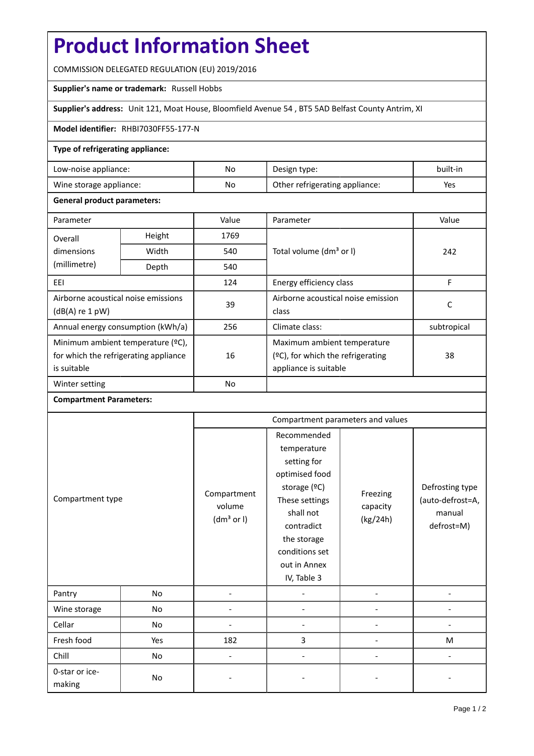# Product Information Sheet

COMMISSION DELEGATED REGULATION (EU) 2019/2016

**Supplier's name or trademark:** Russell Hobbs

**Supplier's address:** Unit 121, Moat House, Bloomfield Avenue 54 , BT5 5AD Belfast County Antrim, XI

**Model identifier:** RHBI7030FF55-177-N

**Type of refrigerating appliance:**

| | | | |
|---|---|---|---|
| Low-noise appliance: | No | Design type: | built-in |
| Wine storage appliance: | No | Other refrigerating appliance: | Yes |

**General product parameters:**

| Parameter | | Value | Parameter | Value |
|---|---|---|---|---|
| Overall dimensions (millimetre) | Height | 1769 | Total volume (dm³ or l) | 242 |
| | Width | 540 | | |
| | Depth | 540 | | |
| EEI | | 124 | Energy efficiency class | F |
| Airborne acoustical noise emissions (dB(A) re 1 pW) | | 39 | Airborne acoustical noise emission class | C |
| Annual energy consumption (kWh/a) | | 256 | Climate class: | subtropical |
| Minimum ambient temperature (ºC), for which the refrigerating appliance is suitable | | 16 | Maximum ambient temperature (ºC), for which the refrigerating appliance is suitable | 38 |
| Winter setting | | No | | |

**Compartment Parameters:**

| Compartment type | | Compartment parameters and values | | | |
|---|---|---|---|---|---|
| | | Compartment volume (dm³ or l) | Recommended temperature setting for optimised food storage (ºC) These settings shall not contradict the storage conditions set out in Annex IV, Table 3 | Freezing capacity (kg/24h) | Defrosting type (auto-defrost=A, manual defrost=M) |
| Pantry | No | - | - | - | - |
| Wine storage | No | - | - | - | - |
| Cellar | No | - | - | - | - |
| Fresh food | Yes | 182 | 3 | - | M |
| Chill | No | - | - | - | - |
| 0-star or ice-making | No | - | - | - | - |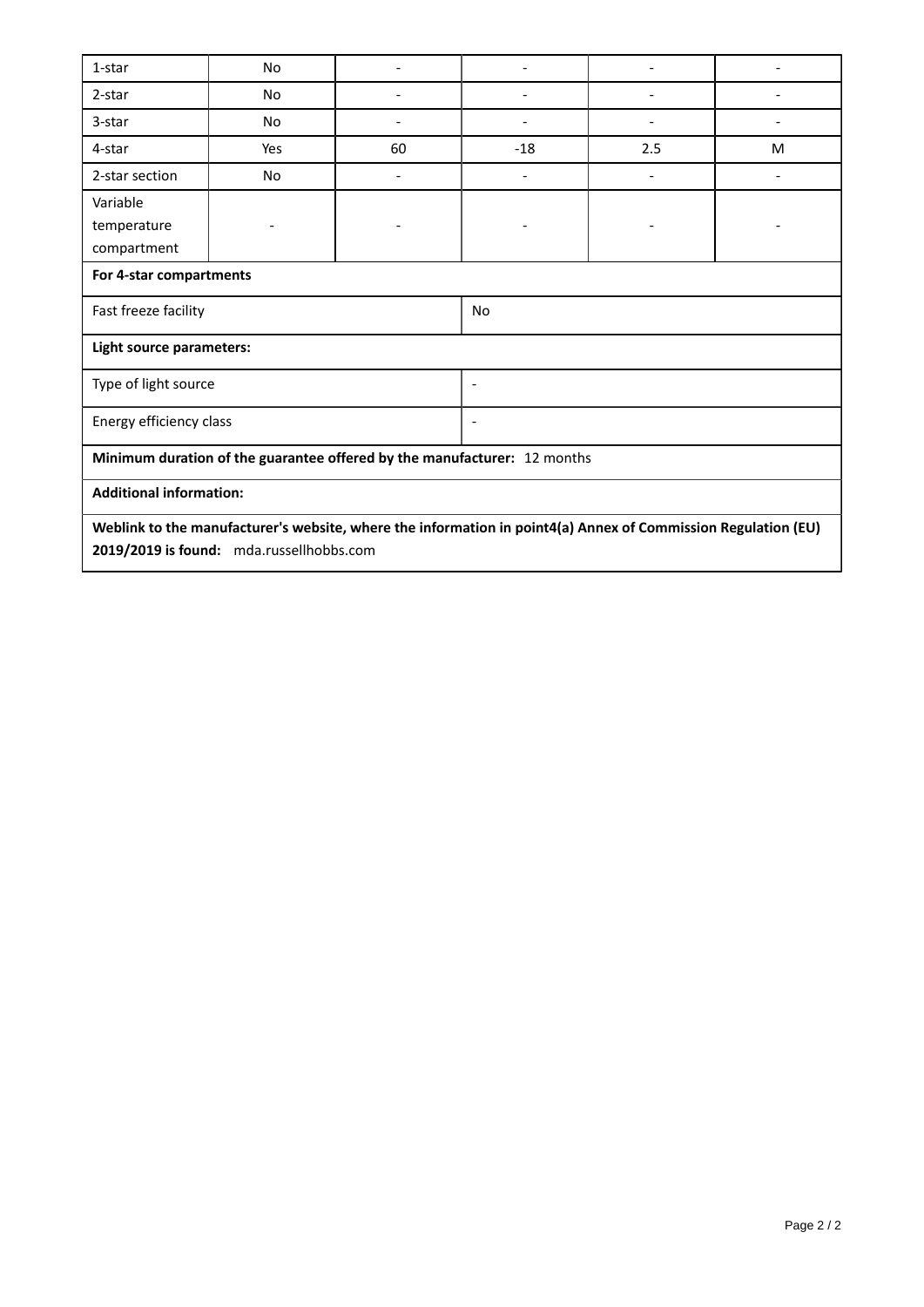| | | | | | |
|---|---|---|---|---|---|
| 1-star | No | - | - | - | - |
| 2-star | No | - | - | - | - |
| 3-star | No | - | - | - | - |
| 4-star | Yes | 60 | -18 | 2.5 | M |
| 2-star section | No | - | - | - | - |
| Variable temperature compartment | - | - | - | - | - |

| | |
|---|---|
| **For 4-star compartments** | |
| Fast freeze facility | No |
| **Light source parameters:** | |
| Type of light source | - |
| Energy efficiency class | - |

**Minimum duration of the guarantee offered by the manufacturer:** 12 months

**Additional information:**

**Weblink to the manufacturer's website, where the information in point4(a) Annex of Commission Regulation (EU) 2019/2019 is found:** mda.russellhobbs.com